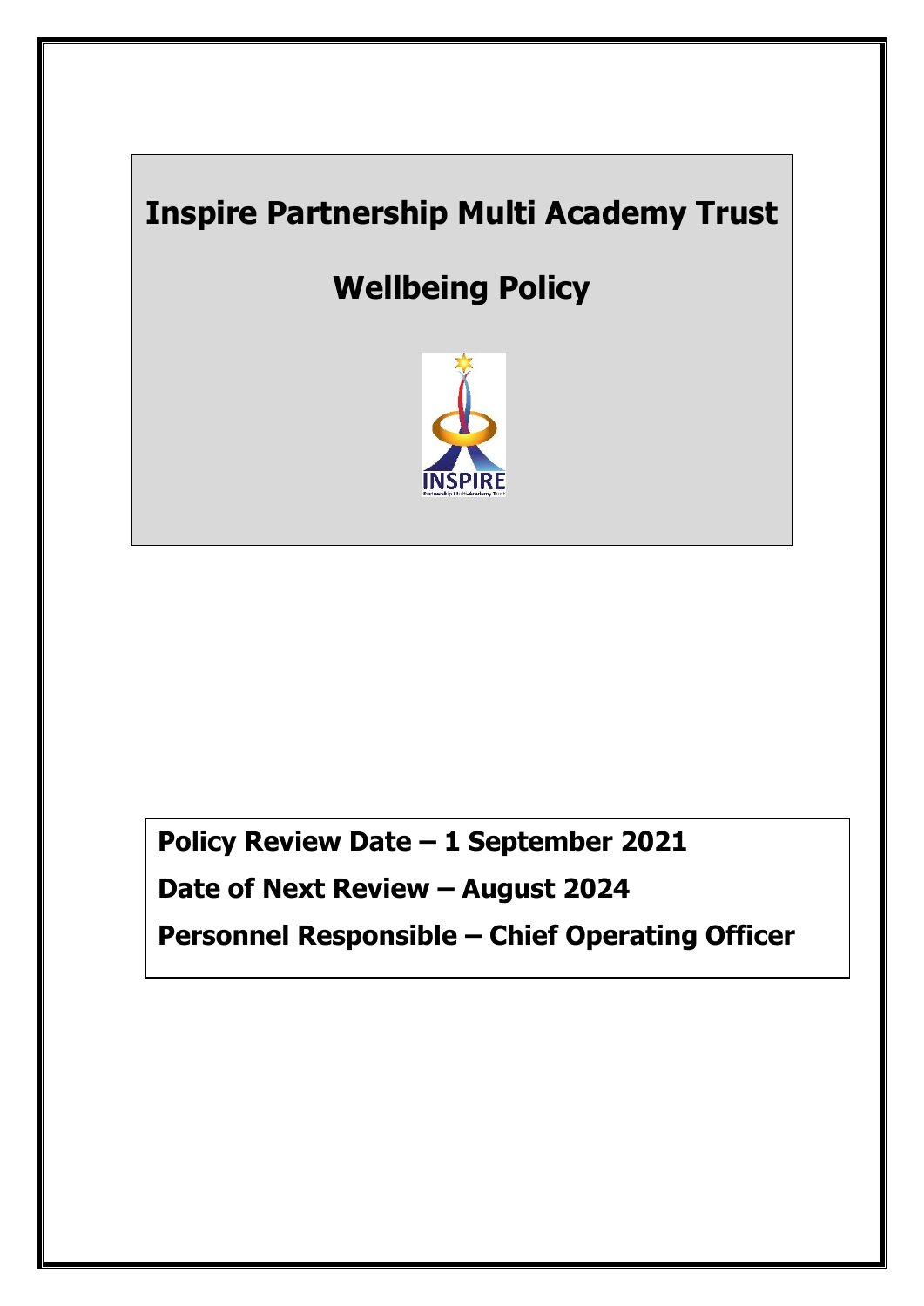# Inspire Partnership Multi Academy Trust

# Wellbeing Policy

**Policy Review Date – 1 September 2021**

**Date of Next Review – August 2024**

**Personnel Responsible – Chief Operating Officer**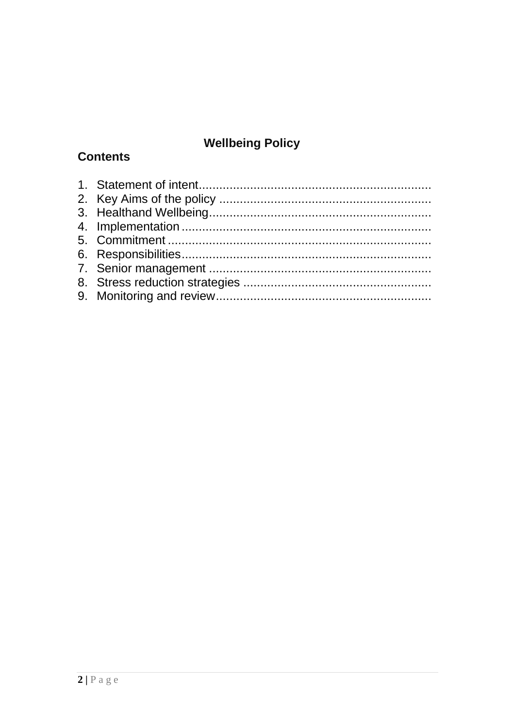**Wellbeing Policy**

## Contents

1. Statement of intent....................................................................
2. Key Aims of the policy ..............................................................
3. Healthand Wellbeing.................................................................
4. Implementation ........................................................................
5. Commitment ............................................................................
6. Responsibilities........................................................................
7. Senior management .................................................................
8. Stress reduction strategies .......................................................
9. Monitoring and review...............................................................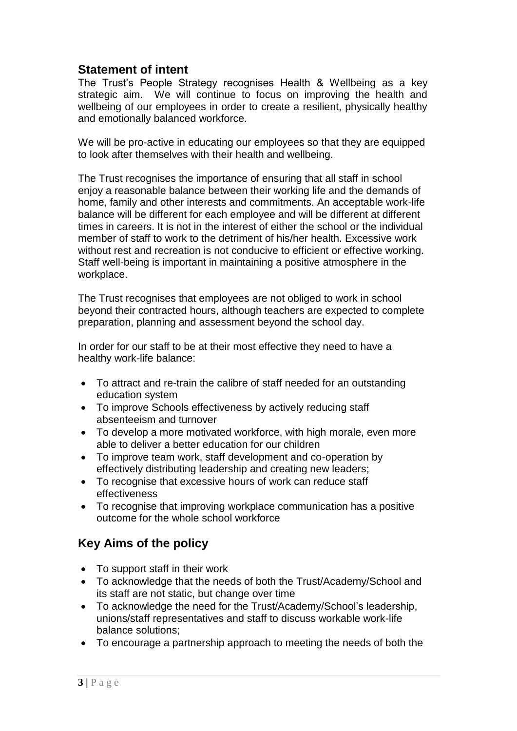## Statement of intent

The Trust's People Strategy recognises Health & Wellbeing as a key strategic aim. We will continue to focus on improving the health and wellbeing of our employees in order to create a resilient, physically healthy and emotionally balanced workforce.

We will be pro-active in educating our employees so that they are equipped to look after themselves with their health and wellbeing.

The Trust recognises the importance of ensuring that all staff in school enjoy a reasonable balance between their working life and the demands of home, family and other interests and commitments. An acceptable work-life balance will be different for each employee and will be different at different times in careers. It is not in the interest of either the school or the individual member of staff to work to the detriment of his/her health. Excessive work without rest and recreation is not conducive to efficient or effective working. Staff well-being is important in maintaining a positive atmosphere in the workplace.

The Trust recognises that employees are not obliged to work in school beyond their contracted hours, although teachers are expected to complete preparation, planning and assessment beyond the school day.

In order for our staff to be at their most effective they need to have a healthy work-life balance:

- To attract and re-train the calibre of staff needed for an outstanding education system
- To improve Schools effectiveness by actively reducing staff absenteeism and turnover
- To develop a more motivated workforce, with high morale, even more able to deliver a better education for our children
- To improve team work, staff development and co-operation by effectively distributing leadership and creating new leaders;
- To recognise that excessive hours of work can reduce staff effectiveness
- To recognise that improving workplace communication has a positive outcome for the whole school workforce

## Key Aims of the policy

- To support staff in their work
- To acknowledge that the needs of both the Trust/Academy/School and its staff are not static, but change over time
- To acknowledge the need for the Trust/Academy/School's leadership, unions/staff representatives and staff to discuss workable work-life balance solutions;
- To encourage a partnership approach to meeting the needs of both the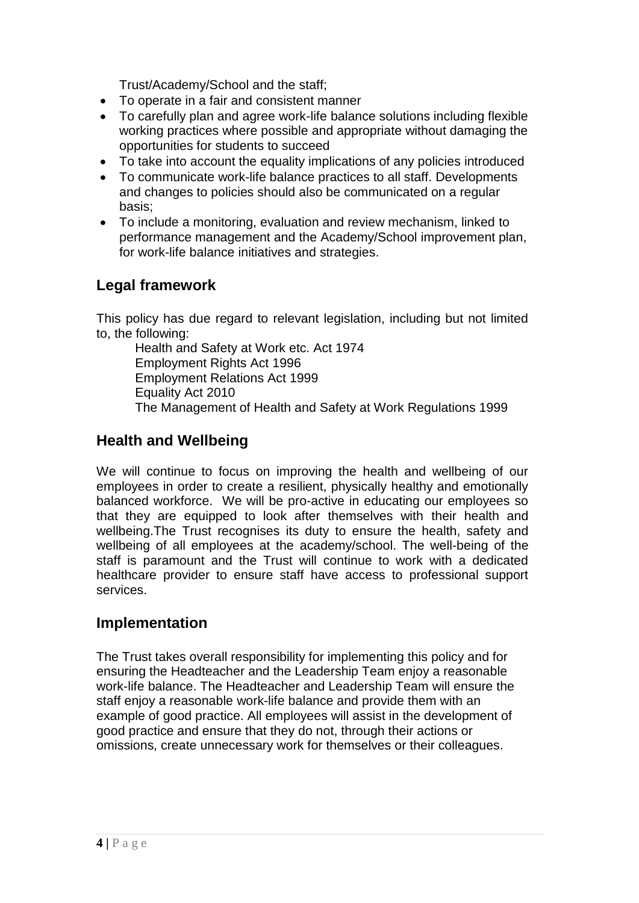Trust/Academy/School and the staff;

- To operate in a fair and consistent manner
- To carefully plan and agree work-life balance solutions including flexible working practices where possible and appropriate without damaging the opportunities for students to succeed
- To take into account the equality implications of any policies introduced
- To communicate work-life balance practices to all staff. Developments and changes to policies should also be communicated on a regular basis;
- To include a monitoring, evaluation and review mechanism, linked to performance management and the Academy/School improvement plan, for work-life balance initiatives and strategies.

## Legal framework

This policy has due regard to relevant legislation, including but not limited to, the following:

Health and Safety at Work etc. Act 1974
Employment Rights Act 1996
Employment Relations Act 1999
Equality Act 2010
The Management of Health and Safety at Work Regulations 1999

## Health and Wellbeing

We will continue to focus on improving the health and wellbeing of our employees in order to create a resilient, physically healthy and emotionally balanced workforce. We will be pro-active in educating our employees so that they are equipped to look after themselves with their health and wellbeing.The Trust recognises its duty to ensure the health, safety and wellbeing of all employees at the academy/school. The well-being of the staff is paramount and the Trust will continue to work with a dedicated healthcare provider to ensure staff have access to professional support services.

## Implementation

The Trust takes overall responsibility for implementing this policy and for ensuring the Headteacher and the Leadership Team enjoy a reasonable work-life balance. The Headteacher and Leadership Team will ensure the staff enjoy a reasonable work-life balance and provide them with an example of good practice. All employees will assist in the development of good practice and ensure that they do not, through their actions or omissions, create unnecessary work for themselves or their colleagues.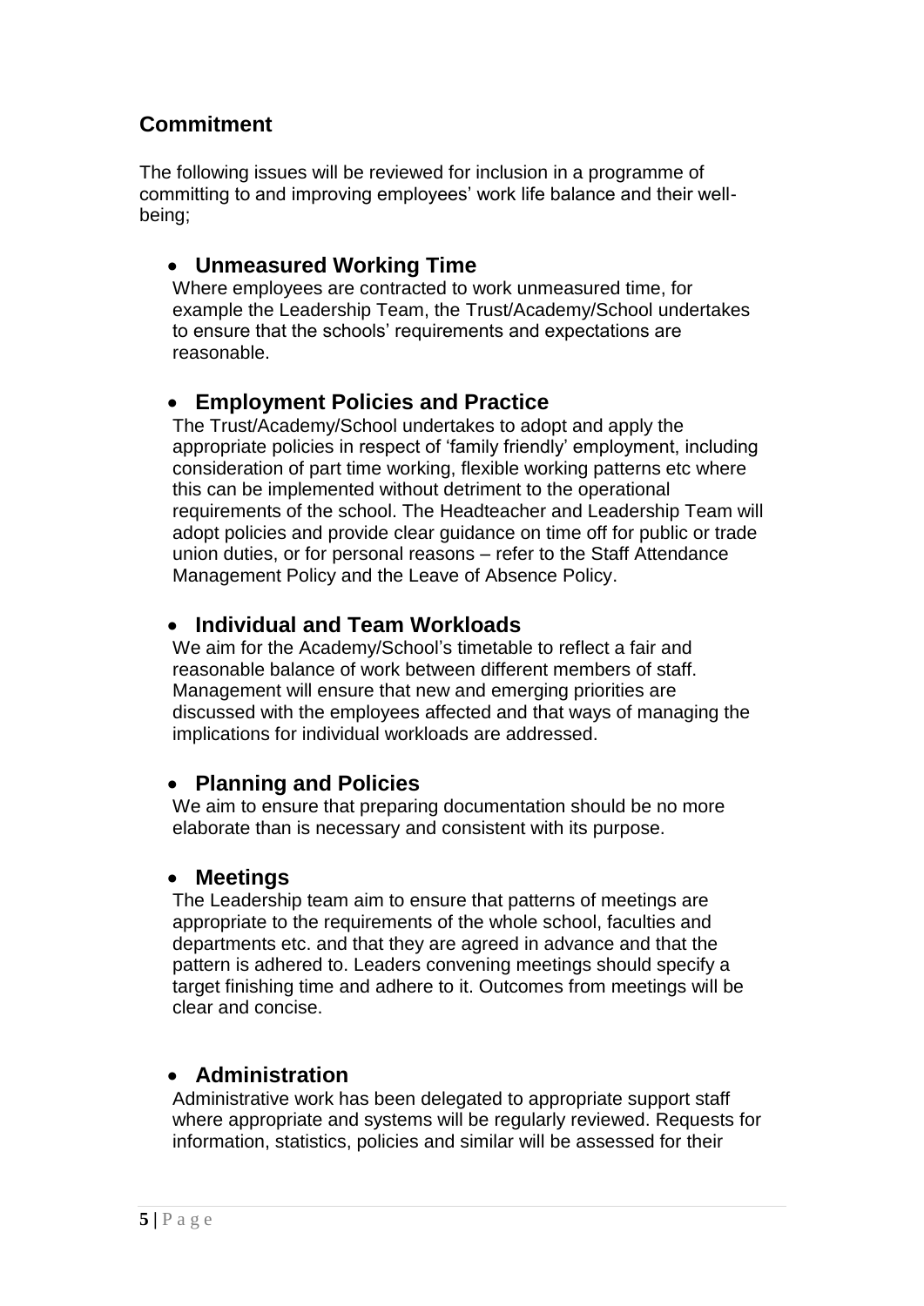## Commitment

The following issues will be reviewed for inclusion in a programme of committing to and improving employees' work life balance and their well-being;

- **Unmeasured Working Time**

  Where employees are contracted to work unmeasured time, for example the Leadership Team, the Trust/Academy/School undertakes to ensure that the schools' requirements and expectations are reasonable.

- **Employment Policies and Practice**

  The Trust/Academy/School undertakes to adopt and apply the appropriate policies in respect of 'family friendly' employment, including consideration of part time working, flexible working patterns etc where this can be implemented without detriment to the operational requirements of the school. The Headteacher and Leadership Team will adopt policies and provide clear guidance on time off for public or trade union duties, or for personal reasons – refer to the Staff Attendance Management Policy and the Leave of Absence Policy.

- **Individual and Team Workloads**

  We aim for the Academy/School's timetable to reflect a fair and reasonable balance of work between different members of staff. Management will ensure that new and emerging priorities are discussed with the employees affected and that ways of managing the implications for individual workloads are addressed.

- **Planning and Policies**

  We aim to ensure that preparing documentation should be no more elaborate than is necessary and consistent with its purpose.

- **Meetings**

  The Leadership team aim to ensure that patterns of meetings are appropriate to the requirements of the whole school, faculties and departments etc. and that they are agreed in advance and that the pattern is adhered to. Leaders convening meetings should specify a target finishing time and adhere to it. Outcomes from meetings will be clear and concise.

- **Administration**

  Administrative work has been delegated to appropriate support staff where appropriate and systems will be regularly reviewed. Requests for information, statistics, policies and similar will be assessed for their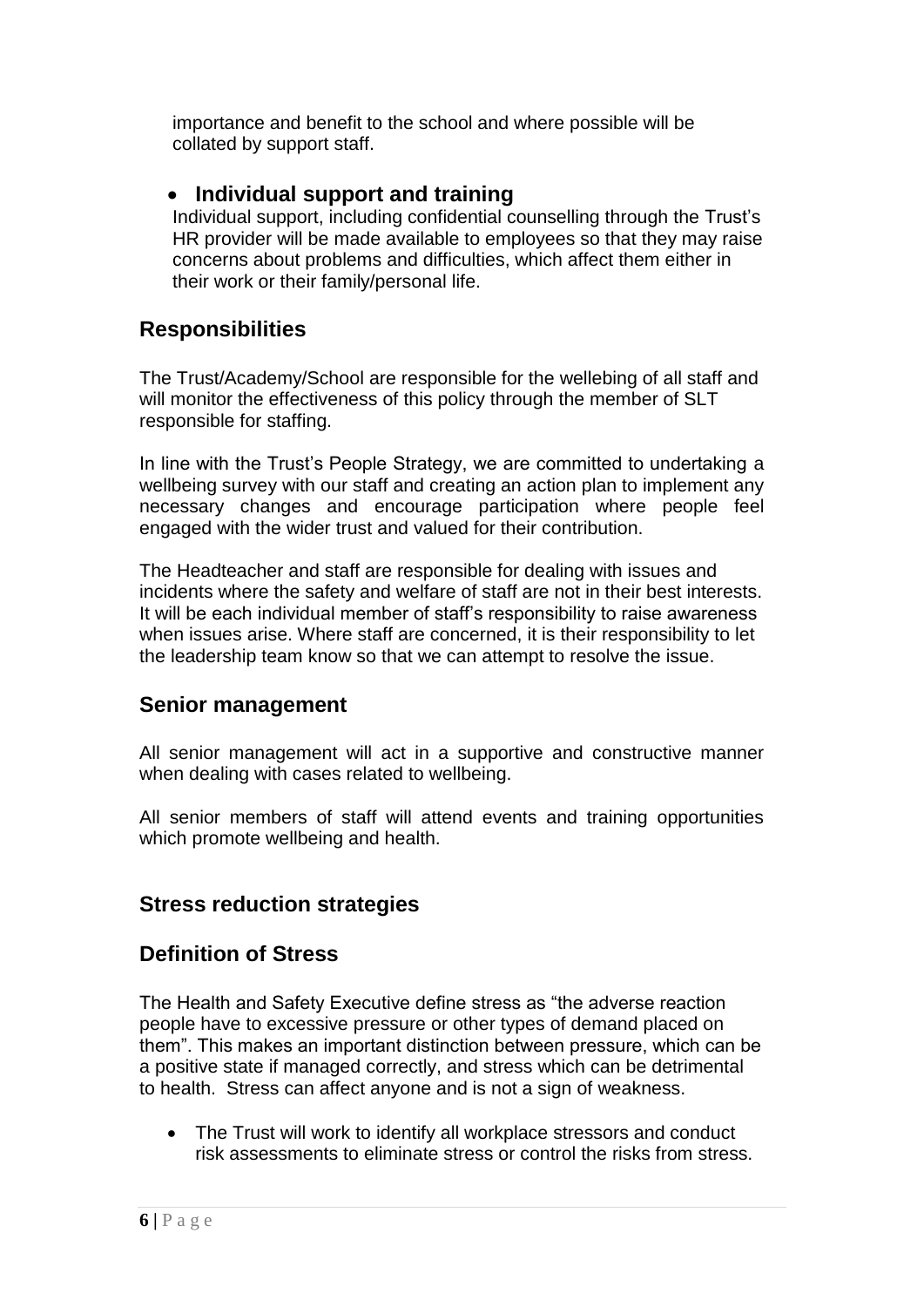importance and benefit to the school and where possible will be collated by support staff.

- **Individual support and training**

Individual support, including confidential counselling through the Trust's HR provider will be made available to employees so that they may raise concerns about problems and difficulties, which affect them either in their work or their family/personal life.

## Responsibilities

The Trust/Academy/School are responsible for the wellebing of all staff and will monitor the effectiveness of this policy through the member of SLT responsible for staffing.

In line with the Trust's People Strategy, we are committed to undertaking a wellbeing survey with our staff and creating an action plan to implement any necessary changes and encourage participation where people feel engaged with the wider trust and valued for their contribution.

The Headteacher and staff are responsible for dealing with issues and incidents where the safety and welfare of staff are not in their best interests. It will be each individual member of staff's responsibility to raise awareness when issues arise. Where staff are concerned, it is their responsibility to let the leadership team know so that we can attempt to resolve the issue.

## Senior management

All senior management will act in a supportive and constructive manner when dealing with cases related to wellbeing.

All senior members of staff will attend events and training opportunities which promote wellbeing and health.

## Stress reduction strategies

## Definition of Stress

The Health and Safety Executive define stress as "the adverse reaction people have to excessive pressure or other types of demand placed on them". This makes an important distinction between pressure, which can be a positive state if managed correctly, and stress which can be detrimental to health. Stress can affect anyone and is not a sign of weakness.

- The Trust will work to identify all workplace stressors and conduct risk assessments to eliminate stress or control the risks from stress.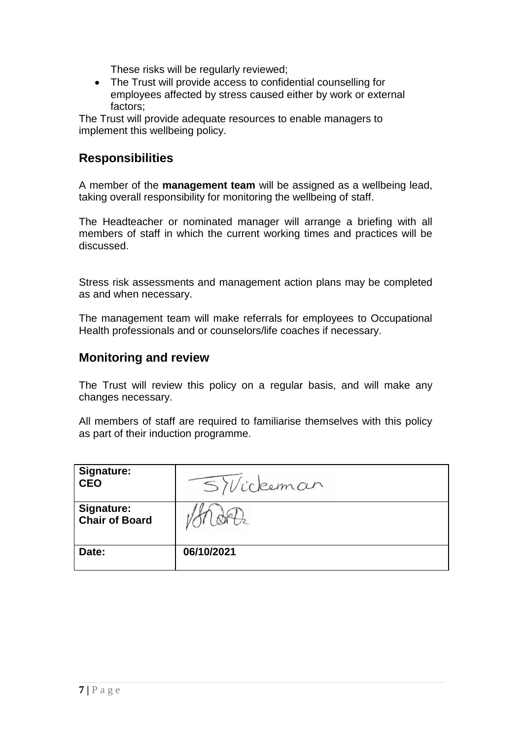These risks will be regularly reviewed;

- The Trust will provide access to confidential counselling for employees affected by stress caused either by work or external factors;

The Trust will provide adequate resources to enable managers to implement this wellbeing policy.

## Responsibilities

A member of the **management team** will be assigned as a wellbeing lead, taking overall responsibility for monitoring the wellbeing of staff.

The Headteacher or nominated manager will arrange a briefing with all members of staff in which the current working times and practices will be discussed.

Stress risk assessments and management action plans may be completed as and when necessary.

The management team will make referrals for employees to Occupational Health professionals and or counselors/life coaches if necessary.

## Monitoring and review

The Trust will review this policy on a regular basis, and will make any changes necessary.

All members of staff are required to familiarise themselves with this policy as part of their induction programme.

| | |
|---|---|
| **Signature: CEO** | S Vickerman |
| **Signature: Chair of Board** | |
| **Date:** | **06/10/2021** |